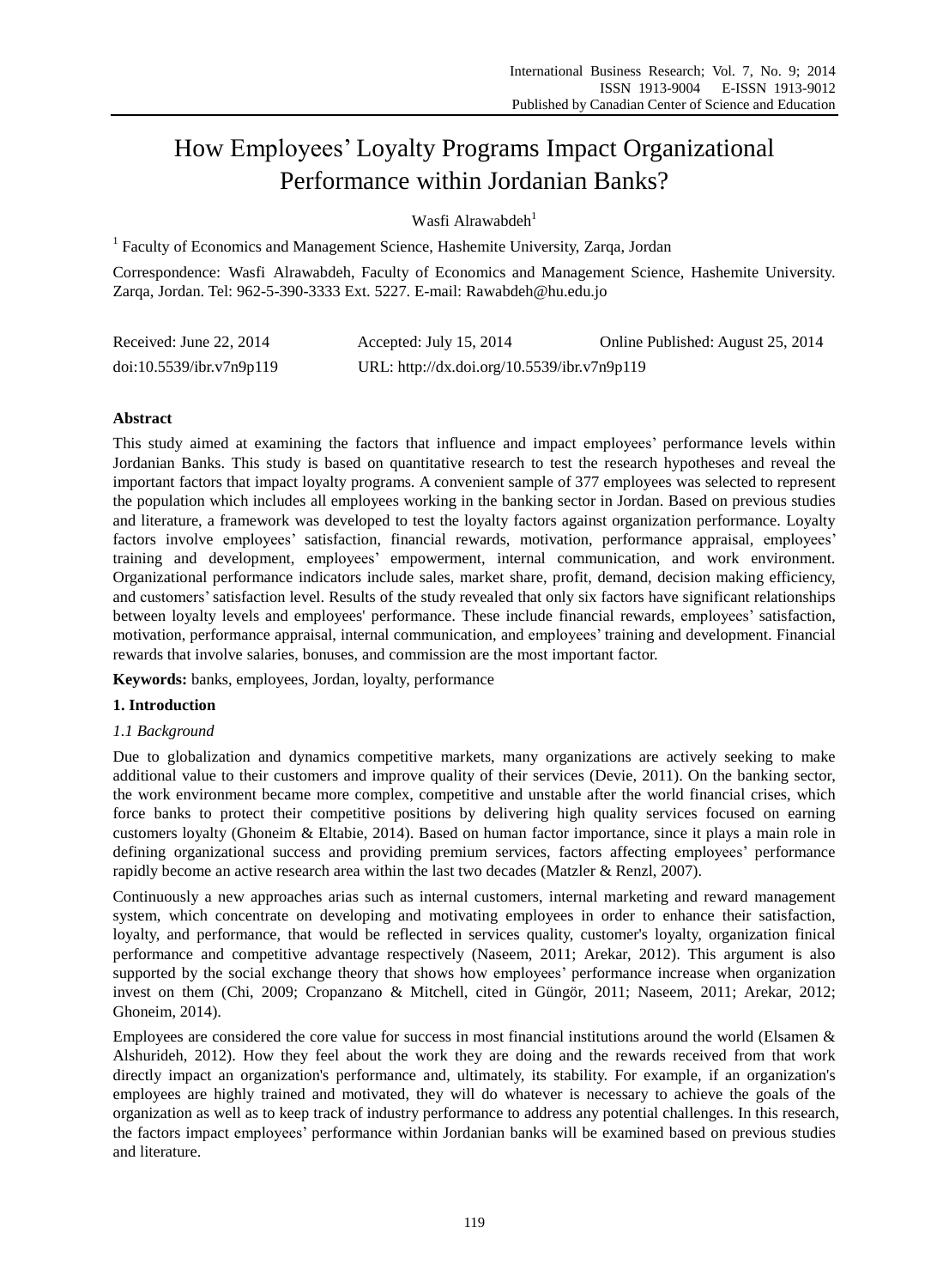# How Employees' Loyalty Programs Impact Organizational Performance within Jordanian Banks?

Wasfi Alrawabdeh[1]

[1] Faculty of Economics and Management Science, Hashemite University, Zarqa, Jordan

Correspondence: Wasfi Alrawabdeh, Faculty of Economics and Management Science, Hashemite University. Zarqa, Jordan. Tel: 962-5-390-3333 Ext. 5227. E-mail: Rawabdeh@hu.edu.jo

Received: June 22, 2014 Accepted: July 15, 2014 Online Published: August 25, 2014

doi:10.5539/ibr.v7n9p119 URL: http://dx.doi.org/10.5539/ibr.v7n9p119

## Abstract

This study aimed at examining the factors that influence and impact employees' performance levels within Jordanian Banks. This study is based on quantitative research to test the research hypotheses and reveal the important factors that impact loyalty programs. A convenient sample of 377 employees was selected to represent the population which includes all employees working in the banking sector in Jordan. Based on previous studies and literature, a framework was developed to test the loyalty factors against organization performance. Loyalty factors involve employees' satisfaction, financial rewards, motivation, performance appraisal, employees' training and development, employees' empowerment, internal communication, and work environment. Organizational performance indicators include sales, market share, profit, demand, decision making efficiency, and customers' satisfaction level. Results of the study revealed that only six factors have significant relationships between loyalty levels and employees' performance. These include financial rewards, employees' satisfaction, motivation, performance appraisal, internal communication, and employees' training and development. Financial rewards that involve salaries, bonuses, and commission are the most important factor.

**Keywords:** banks, employees, Jordan, loyalty, performance

## 1. Introduction

### *1.1 Background*

Due to globalization and dynamics competitive markets, many organizations are actively seeking to make additional value to their customers and improve quality of their services (Devie, 2011). On the banking sector, the work environment became more complex, competitive and unstable after the world financial crises, which force banks to protect their competitive positions by delivering high quality services focused on earning customers loyalty (Ghoneim & Eltabie, 2014). Based on human factor importance, since it plays a main role in defining organizational success and providing premium services, factors affecting employees' performance rapidly become an active research area within the last two decades (Matzler & Renzl, 2007).

Continuously a new approaches arias such as internal customers, internal marketing and reward management system, which concentrate on developing and motivating employees in order to enhance their satisfaction, loyalty, and performance, that would be reflected in services quality, customer's loyalty, organization finical performance and competitive advantage respectively (Naseem, 2011; Arekar, 2012). This argument is also supported by the social exchange theory that shows how employees' performance increase when organization invest on them (Chi, 2009; Cropanzano & Mitchell, cited in Güngör, 2011; Naseem, 2011; Arekar, 2012; Ghoneim, 2014).

Employees are considered the core value for success in most financial institutions around the world (Elsamen & Alshurideh, 2012). How they feel about the work they are doing and the rewards received from that work directly impact an organization's performance and, ultimately, its stability. For example, if an organization's employees are highly trained and motivated, they will do whatever is necessary to achieve the goals of the organization as well as to keep track of industry performance to address any potential challenges. In this research, the factors impact employees' performance within Jordanian banks will be examined based on previous studies and literature.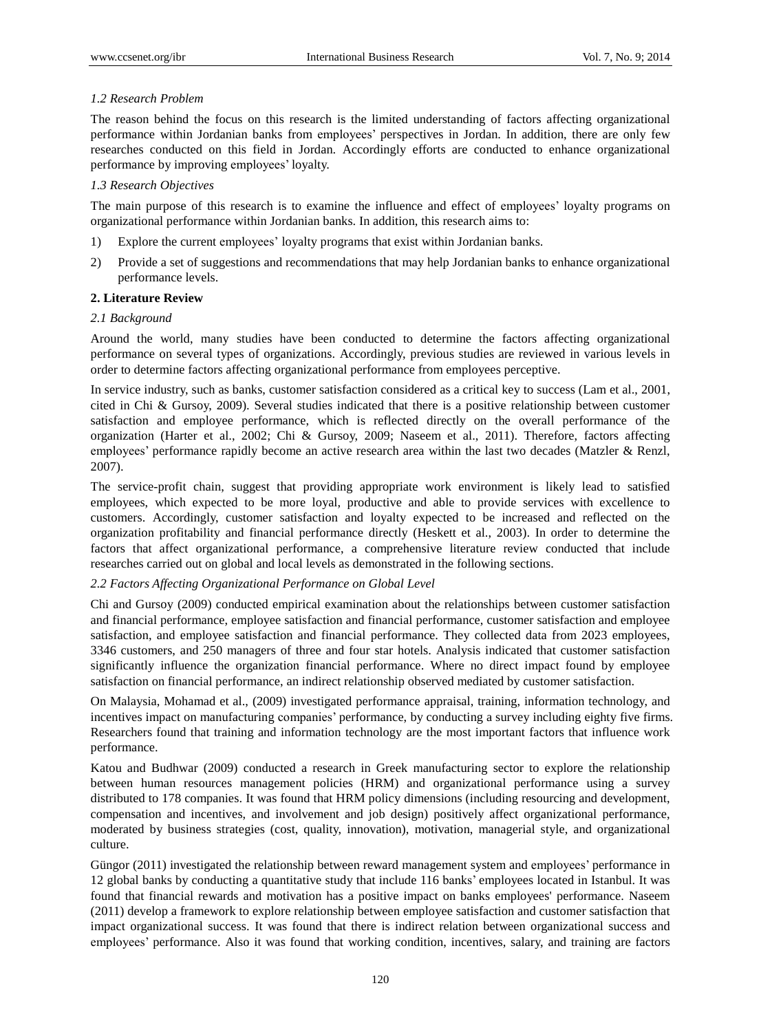### 1.2 Research Problem

The reason behind the focus on this research is the limited understanding of factors affecting organizational performance within Jordanian banks from employees' perspectives in Jordan. In addition, there are only few researches conducted on this field in Jordan. Accordingly efforts are conducted to enhance organizational performance by improving employees' loyalty.

### 1.3 Research Objectives

The main purpose of this research is to examine the influence and effect of employees' loyalty programs on organizational performance within Jordanian banks. In addition, this research aims to:

1) Explore the current employees' loyalty programs that exist within Jordanian banks.
2) Provide a set of suggestions and recommendations that may help Jordanian banks to enhance organizational performance levels.

## 2. Literature Review

### 2.1 Background

Around the world, many studies have been conducted to determine the factors affecting organizational performance on several types of organizations. Accordingly, previous studies are reviewed in various levels in order to determine factors affecting organizational performance from employees perceptive.

In service industry, such as banks, customer satisfaction considered as a critical key to success (Lam et al., 2001, cited in Chi & Gursoy, 2009). Several studies indicated that there is a positive relationship between customer satisfaction and employee performance, which is reflected directly on the overall performance of the organization (Harter et al., 2002; Chi & Gursoy, 2009; Naseem et al., 2011). Therefore, factors affecting employees' performance rapidly become an active research area within the last two decades (Matzler & Renzl, 2007).

The service-profit chain, suggest that providing appropriate work environment is likely lead to satisfied employees, which expected to be more loyal, productive and able to provide services with excellence to customers. Accordingly, customer satisfaction and loyalty expected to be increased and reflected on the organization profitability and financial performance directly (Heskett et al., 2003). In order to determine the factors that affect organizational performance, a comprehensive literature review conducted that include researches carried out on global and local levels as demonstrated in the following sections.

### 2.2 Factors Affecting Organizational Performance on Global Level

Chi and Gursoy (2009) conducted empirical examination about the relationships between customer satisfaction and financial performance, employee satisfaction and financial performance, customer satisfaction and employee satisfaction, and employee satisfaction and financial performance. They collected data from 2023 employees, 3346 customers, and 250 managers of three and four star hotels. Analysis indicated that customer satisfaction significantly influence the organization financial performance. Where no direct impact found by employee satisfaction on financial performance, an indirect relationship observed mediated by customer satisfaction.

On Malaysia, Mohamad et al., (2009) investigated performance appraisal, training, information technology, and incentives impact on manufacturing companies' performance, by conducting a survey including eighty five firms. Researchers found that training and information technology are the most important factors that influence work performance.

Katou and Budhwar (2009) conducted a research in Greek manufacturing sector to explore the relationship between human resources management policies (HRM) and organizational performance using a survey distributed to 178 companies. It was found that HRM policy dimensions (including resourcing and development, compensation and incentives, and involvement and job design) positively affect organizational performance, moderated by business strategies (cost, quality, innovation), motivation, managerial style, and organizational culture.

Güngor (2011) investigated the relationship between reward management system and employees' performance in 12 global banks by conducting a quantitative study that include 116 banks' employees located in Istanbul. It was found that financial rewards and motivation has a positive impact on banks employees' performance. Naseem (2011) develop a framework to explore relationship between employee satisfaction and customer satisfaction that impact organizational success. It was found that there is indirect relation between organizational success and employees' performance. Also it was found that working condition, incentives, salary, and training are factors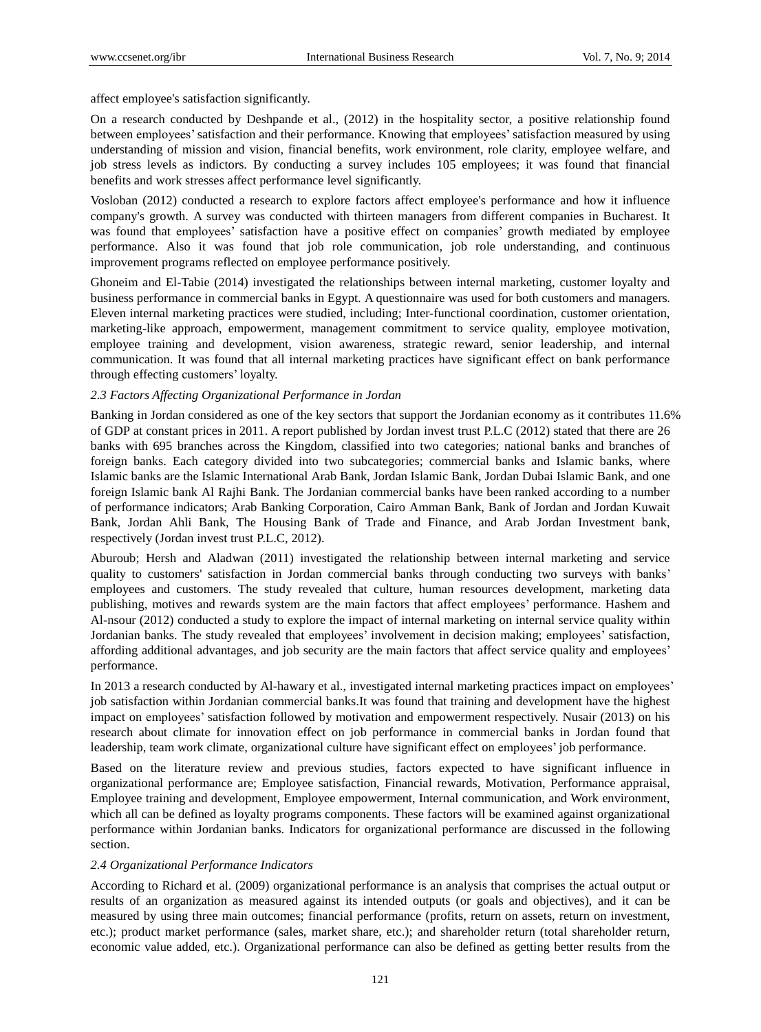affect employee's satisfaction significantly.

On a research conducted by Deshpande et al., (2012) in the hospitality sector, a positive relationship found between employees' satisfaction and their performance. Knowing that employees' satisfaction measured by using understanding of mission and vision, financial benefits, work environment, role clarity, employee welfare, and job stress levels as indictors. By conducting a survey includes 105 employees; it was found that financial benefits and work stresses affect performance level significantly.

Vosloban (2012) conducted a research to explore factors affect employee's performance and how it influence company's growth. A survey was conducted with thirteen managers from different companies in Bucharest. It was found that employees' satisfaction have a positive effect on companies' growth mediated by employee performance. Also it was found that job role communication, job role understanding, and continuous improvement programs reflected on employee performance positively.

Ghoneim and El-Tabie (2014) investigated the relationships between internal marketing, customer loyalty and business performance in commercial banks in Egypt. A questionnaire was used for both customers and managers. Eleven internal marketing practices were studied, including; Inter-functional coordination, customer orientation, marketing-like approach, empowerment, management commitment to service quality, employee motivation, employee training and development, vision awareness, strategic reward, senior leadership, and internal communication. It was found that all internal marketing practices have significant effect on bank performance through effecting customers' loyalty.

### *2.3 Factors Affecting Organizational Performance in Jordan*

Banking in Jordan considered as one of the key sectors that support the Jordanian economy as it contributes 11.6% of GDP at constant prices in 2011. A report published by Jordan invest trust P.L.C (2012) stated that there are 26 banks with 695 branches across the Kingdom, classified into two categories; national banks and branches of foreign banks. Each category divided into two subcategories; commercial banks and Islamic banks, where Islamic banks are the Islamic International Arab Bank, Jordan Islamic Bank, Jordan Dubai Islamic Bank, and one foreign Islamic bank Al Rajhi Bank. The Jordanian commercial banks have been ranked according to a number of performance indicators; Arab Banking Corporation, Cairo Amman Bank, Bank of Jordan and Jordan Kuwait Bank, Jordan Ahli Bank, The Housing Bank of Trade and Finance, and Arab Jordan Investment bank, respectively (Jordan invest trust P.L.C, 2012).

Aburoub; Hersh and Aladwan (2011) investigated the relationship between internal marketing and service quality to customers' satisfaction in Jordan commercial banks through conducting two surveys with banks' employees and customers. The study revealed that culture, human resources development, marketing data publishing, motives and rewards system are the main factors that affect employees' performance. Hashem and Al-nsour (2012) conducted a study to explore the impact of internal marketing on internal service quality within Jordanian banks. The study revealed that employees' involvement in decision making; employees' satisfaction, affording additional advantages, and job security are the main factors that affect service quality and employees' performance.

In 2013 a research conducted by Al-hawary et al., investigated internal marketing practices impact on employees' job satisfaction within Jordanian commercial banks.It was found that training and development have the highest impact on employees' satisfaction followed by motivation and empowerment respectively. Nusair (2013) on his research about climate for innovation effect on job performance in commercial banks in Jordan found that leadership, team work climate, organizational culture have significant effect on employees' job performance.

Based on the literature review and previous studies, factors expected to have significant influence in organizational performance are; Employee satisfaction, Financial rewards, Motivation, Performance appraisal, Employee training and development, Employee empowerment, Internal communication, and Work environment, which all can be defined as loyalty programs components. These factors will be examined against organizational performance within Jordanian banks. Indicators for organizational performance are discussed in the following section.

### *2.4 Organizational Performance Indicators*

According to Richard et al. (2009) organizational performance is an analysis that comprises the actual output or results of an organization as measured against its intended outputs (or goals and objectives), and it can be measured by using three main outcomes; financial performance (profits, return on assets, return on investment, etc.); product market performance (sales, market share, etc.); and shareholder return (total shareholder return, economic value added, etc.). Organizational performance can also be defined as getting better results from the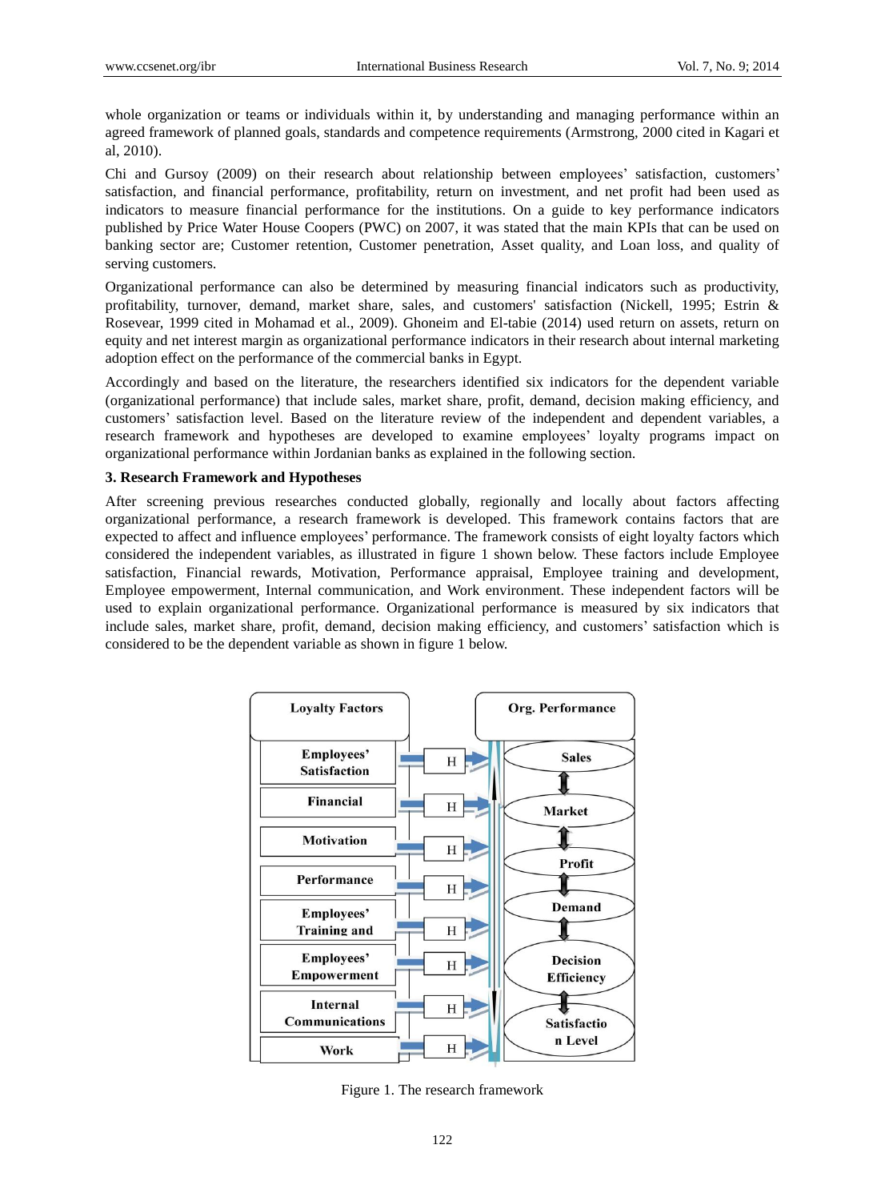whole organization or teams or individuals within it, by understanding and managing performance within an agreed framework of planned goals, standards and competence requirements (Armstrong, 2000 cited in Kagari et al, 2010).

Chi and Gursoy (2009) on their research about relationship between employees' satisfaction, customers' satisfaction, and financial performance, profitability, return on investment, and net profit had been used as indicators to measure financial performance for the institutions. On a guide to key performance indicators published by Price Water House Coopers (PWC) on 2007, it was stated that the main KPIs that can be used on banking sector are; Customer retention, Customer penetration, Asset quality, and Loan loss, and quality of serving customers.

Organizational performance can also be determined by measuring financial indicators such as productivity, profitability, turnover, demand, market share, sales, and customers' satisfaction (Nickell, 1995; Estrin & Rosevear, 1999 cited in Mohamad et al., 2009). Ghoneim and El-tabie (2014) used return on assets, return on equity and net interest margin as organizational performance indicators in their research about internal marketing adoption effect on the performance of the commercial banks in Egypt.

Accordingly and based on the literature, the researchers identified six indicators for the dependent variable (organizational performance) that include sales, market share, profit, demand, decision making efficiency, and customers' satisfaction level. Based on the literature review of the independent and dependent variables, a research framework and hypotheses are developed to examine employees' loyalty programs impact on organizational performance within Jordanian banks as explained in the following section.

### 3. Research Framework and Hypotheses

After screening previous researches conducted globally, regionally and locally about factors affecting organizational performance, a research framework is developed. This framework contains factors that are expected to affect and influence employees' performance. The framework consists of eight loyalty factors which considered the independent variables, as illustrated in figure 1 shown below. These factors include Employee satisfaction, Financial rewards, Motivation, Performance appraisal, Employee training and development, Employee empowerment, Internal communication, and Work environment. These independent factors will be used to explain organizational performance. Organizational performance is measured by six indicators that include sales, market share, profit, demand, decision making efficiency, and customers' satisfaction which is considered to be the dependent variable as shown in figure 1 below.

Figure 1. The research framework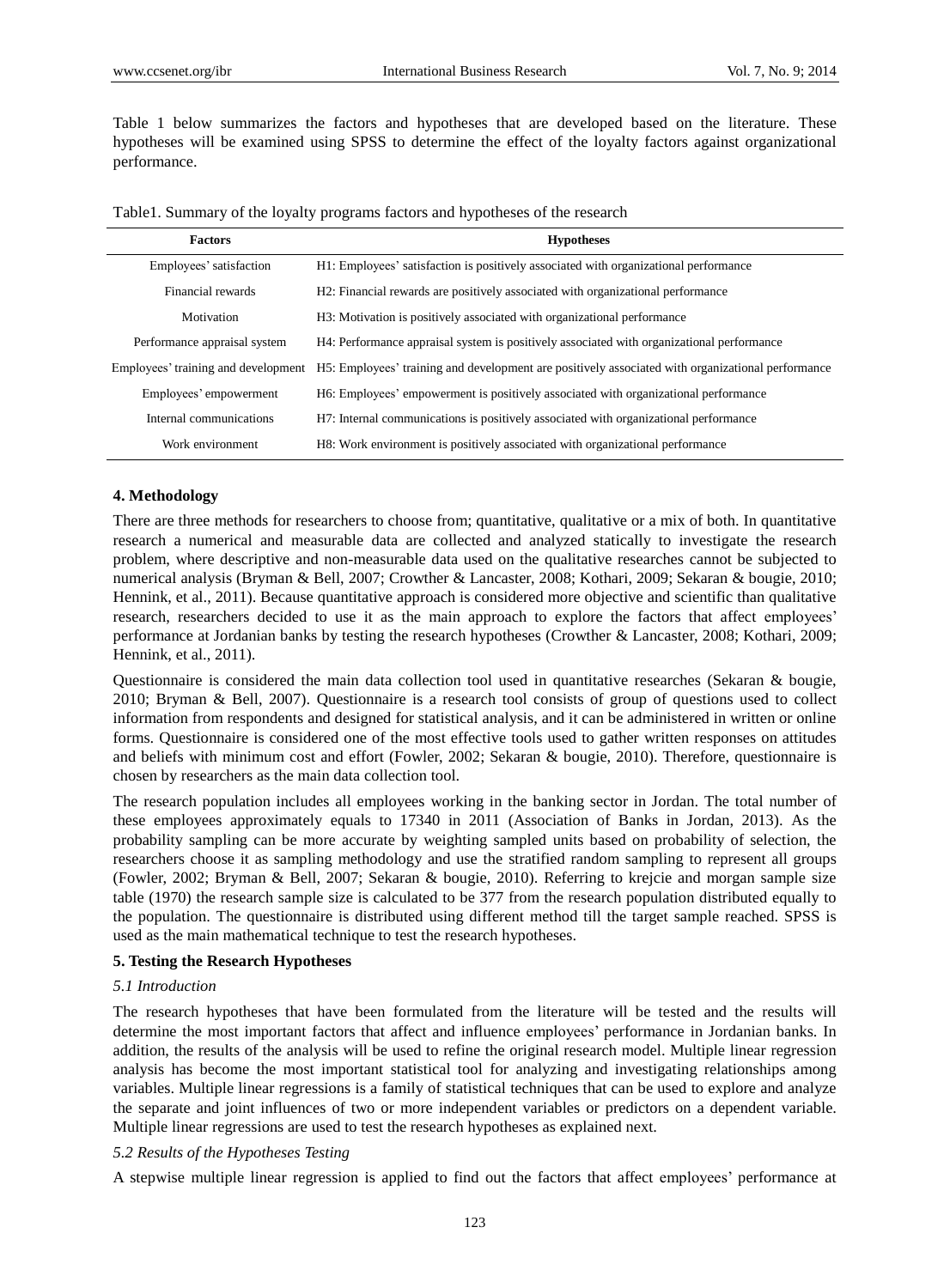Table 1 below summarizes the factors and hypotheses that are developed based on the literature. These hypotheses will be examined using SPSS to determine the effect of the loyalty factors against organizational performance.

Table1. Summary of the loyalty programs factors and hypotheses of the research

| Factors | Hypotheses |
|---|---|
| Employees' satisfaction | H1: Employees' satisfaction is positively associated with organizational performance |
| Financial rewards | H2: Financial rewards are positively associated with organizational performance |
| Motivation | H3: Motivation is positively associated with organizational performance |
| Performance appraisal system | H4: Performance appraisal system is positively associated with organizational performance |
| Employees' training and development | H5: Employees' training and development are positively associated with organizational performance |
| Employees' empowerment | H6: Employees' empowerment is positively associated with organizational performance |
| Internal communications | H7: Internal communications is positively associated with organizational performance |
| Work environment | H8: Work environment is positively associated with organizational performance |

## 4. Methodology

There are three methods for researchers to choose from; quantitative, qualitative or a mix of both. In quantitative research a numerical and measurable data are collected and analyzed statically to investigate the research problem, where descriptive and non-measurable data used on the qualitative researches cannot be subjected to numerical analysis (Bryman & Bell, 2007; Crowther & Lancaster, 2008; Kothari, 2009; Sekaran & bougie, 2010; Hennink, et al., 2011). Because quantitative approach is considered more objective and scientific than qualitative research, researchers decided to use it as the main approach to explore the factors that affect employees' performance at Jordanian banks by testing the research hypotheses (Crowther & Lancaster, 2008; Kothari, 2009; Hennink, et al., 2011).

Questionnaire is considered the main data collection tool used in quantitative researches (Sekaran & bougie, 2010; Bryman & Bell, 2007). Questionnaire is a research tool consists of group of questions used to collect information from respondents and designed for statistical analysis, and it can be administered in written or online forms. Questionnaire is considered one of the most effective tools used to gather written responses on attitudes and beliefs with minimum cost and effort (Fowler, 2002; Sekaran & bougie, 2010). Therefore, questionnaire is chosen by researchers as the main data collection tool.

The research population includes all employees working in the banking sector in Jordan. The total number of these employees approximately equals to 17340 in 2011 (Association of Banks in Jordan, 2013). As the probability sampling can be more accurate by weighting sampled units based on probability of selection, the researchers choose it as sampling methodology and use the stratified random sampling to represent all groups (Fowler, 2002; Bryman & Bell, 2007; Sekaran & bougie, 2010). Referring to krejcie and morgan sample size table (1970) the research sample size is calculated to be 377 from the research population distributed equally to the population. The questionnaire is distributed using different method till the target sample reached. SPSS is used as the main mathematical technique to test the research hypotheses.

## 5. Testing the Research Hypotheses

### *5.1 Introduction*

The research hypotheses that have been formulated from the literature will be tested and the results will determine the most important factors that affect and influence employees' performance in Jordanian banks. In addition, the results of the analysis will be used to refine the original research model. Multiple linear regression analysis has become the most important statistical tool for analyzing and investigating relationships among variables. Multiple linear regressions is a family of statistical techniques that can be used to explore and analyze the separate and joint influences of two or more independent variables or predictors on a dependent variable. Multiple linear regressions are used to test the research hypotheses as explained next.

### *5.2 Results of the Hypotheses Testing*

A stepwise multiple linear regression is applied to find out the factors that affect employees' performance at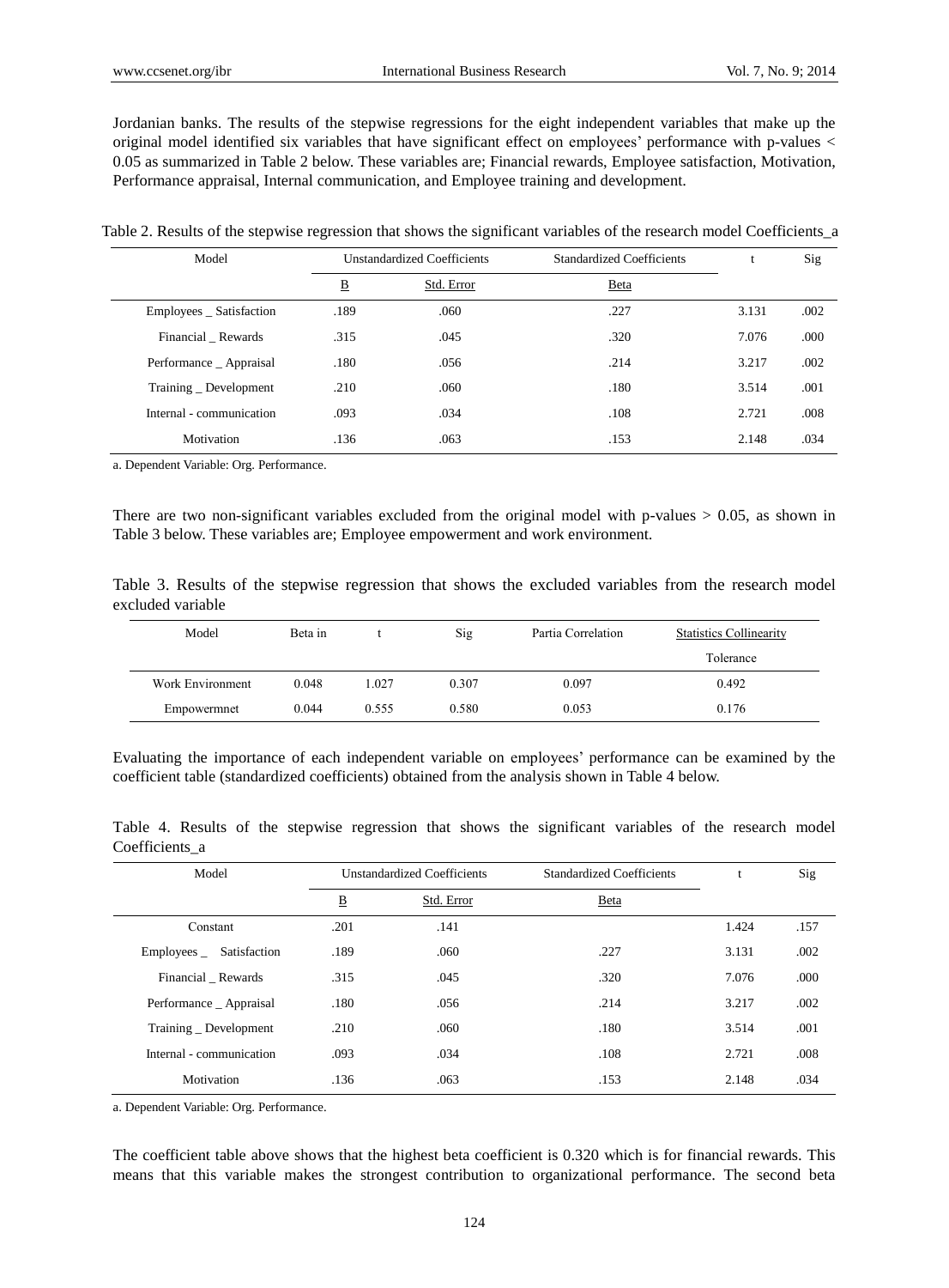Jordanian banks. The results of the stepwise regressions for the eight independent variables that make up the original model identified six variables that have significant effect on employees' performance with p-values < 0.05 as summarized in Table 2 below. These variables are; Financial rewards, Employee satisfaction, Motivation, Performance appraisal, Internal communication, and Employee training and development.

Table 2. Results of the stepwise regression that shows the significant variables of the research model Coefficients_a

| Model | Unstandardized Coefficients | | Standardized Coefficients | t | Sig |
|---|---|---|---|---|---|
| | B | Std. Error | Beta | | |
| Employees _ Satisfaction | .189 | .060 | .227 | 3.131 | .002 |
| Financial _ Rewards | .315 | .045 | .320 | 7.076 | .000 |
| Performance _ Appraisal | .180 | .056 | .214 | 3.217 | .002 |
| Training _ Development | .210 | .060 | .180 | 3.514 | .001 |
| Internal - communication | .093 | .034 | .108 | 2.721 | .008 |
| Motivation | .136 | .063 | .153 | 2.148 | .034 |

a. Dependent Variable: Org. Performance.

There are two non-significant variables excluded from the original model with p-values > 0.05, as shown in Table 3 below. These variables are; Employee empowerment and work environment.

Table 3. Results of the stepwise regression that shows the excluded variables from the research model excluded variable

| Model | Beta in | t | Sig | Partia Correlation | Statistics Collinearity |
|---|---|---|---|---|---|
| | | | | | Tolerance |
| Work Environment | 0.048 | 1.027 | 0.307 | 0.097 | 0.492 |
| Empowermnet | 0.044 | 0.555 | 0.580 | 0.053 | 0.176 |

Evaluating the importance of each independent variable on employees' performance can be examined by the coefficient table (standardized coefficients) obtained from the analysis shown in Table 4 below.

Table 4. Results of the stepwise regression that shows the significant variables of the research model Coefficients_a

| Model | Unstandardized Coefficients | | Standardized Coefficients | t | Sig |
|---|---|---|---|---|---|
| | B | Std. Error | Beta | | |
| Constant | .201 | .141 | | 1.424 | .157 |
| Employees _ Satisfaction | .189 | .060 | .227 | 3.131 | .002 |
| Financial _ Rewards | .315 | .045 | .320 | 7.076 | .000 |
| Performance _ Appraisal | .180 | .056 | .214 | 3.217 | .002 |
| Training _ Development | .210 | .060 | .180 | 3.514 | .001 |
| Internal - communication | .093 | .034 | .108 | 2.721 | .008 |
| Motivation | .136 | .063 | .153 | 2.148 | .034 |

a. Dependent Variable: Org. Performance.

The coefficient table above shows that the highest beta coefficient is 0.320 which is for financial rewards. This means that this variable makes the strongest contribution to organizational performance. The second beta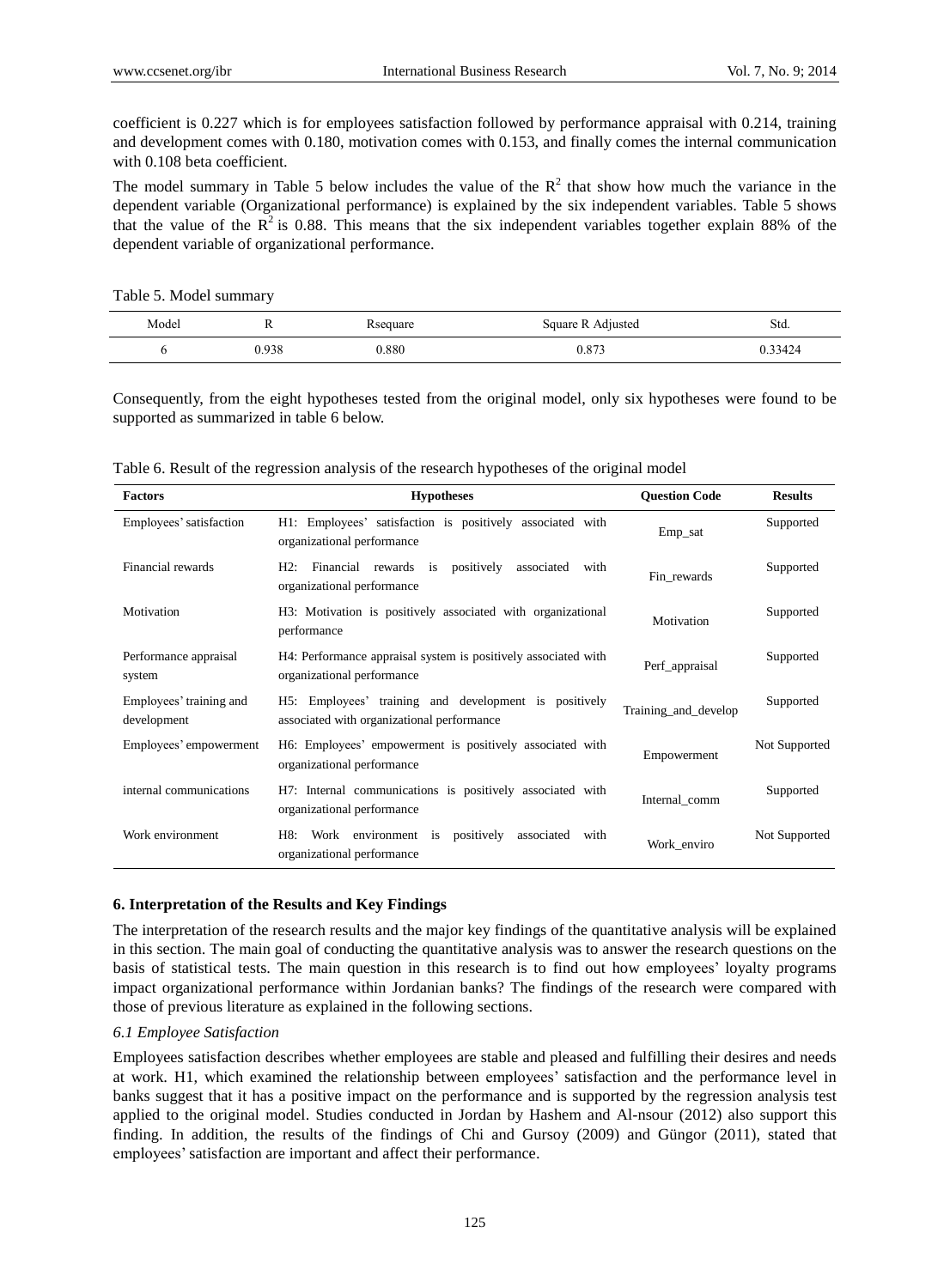coefficient is 0.227 which is for employees satisfaction followed by performance appraisal with 0.214, training and development comes with 0.180, motivation comes with 0.153, and finally comes the internal communication with 0.108 beta coefficient.

The model summary in Table 5 below includes the value of the $R^2$ that show how much the variance in the dependent variable (Organizational performance) is explained by the six independent variables. Table 5 shows that the value of the $R^2$ is 0.88. This means that the six independent variables together explain 88% of the dependent variable of organizational performance.

Table 5. Model summary

| Model | R | Rsequare | Square R Adjusted | Std. |
|---|---|---|---|---|
| 6 | 0.938 | 0.880 | 0.873 | 0.33424 |

Consequently, from the eight hypotheses tested from the original model, only six hypotheses were found to be supported as summarized in table 6 below.

Table 6. Result of the regression analysis of the research hypotheses of the original model

| Factors | Hypotheses | Question Code | Results |
|---|---|---|---|
| Employees' satisfaction | H1: Employees' satisfaction is positively associated with organizational performance | Emp_sat | Supported |
| Financial rewards | H2: Financial rewards is positively associated with organizational performance | Fin_rewards | Supported |
| Motivation | H3: Motivation is positively associated with organizational performance | Motivation | Supported |
| Performance appraisal system | H4: Performance appraisal system is positively associated with organizational performance | Perf_appraisal | Supported |
| Employees' training and development | H5: Employees' training and development is positively associated with organizational performance | Training_and_develop | Supported |
| Employees' empowerment | H6: Employees' empowerment is positively associated with organizational performance | Empowerment | Not Supported |
| internal communications | H7: Internal communications is positively associated with organizational performance | Internal_comm | Supported |
| Work environment | H8: Work environment is positively associated with organizational performance | Work_enviro | Not Supported |

## 6. Interpretation of the Results and Key Findings

The interpretation of the research results and the major key findings of the quantitative analysis will be explained in this section. The main goal of conducting the quantitative analysis was to answer the research questions on the basis of statistical tests. The main question in this research is to find out how employees' loyalty programs impact organizational performance within Jordanian banks? The findings of the research were compared with those of previous literature as explained in the following sections.

### *6.1 Employee Satisfaction*

Employees satisfaction describes whether employees are stable and pleased and fulfilling their desires and needs at work. H1, which examined the relationship between employees' satisfaction and the performance level in banks suggest that it has a positive impact on the performance and is supported by the regression analysis test applied to the original model. Studies conducted in Jordan by Hashem and Al-nsour (2012) also support this finding. In addition, the results of the findings of Chi and Gursoy (2009) and Güngor (2011), stated that employees' satisfaction are important and affect their performance.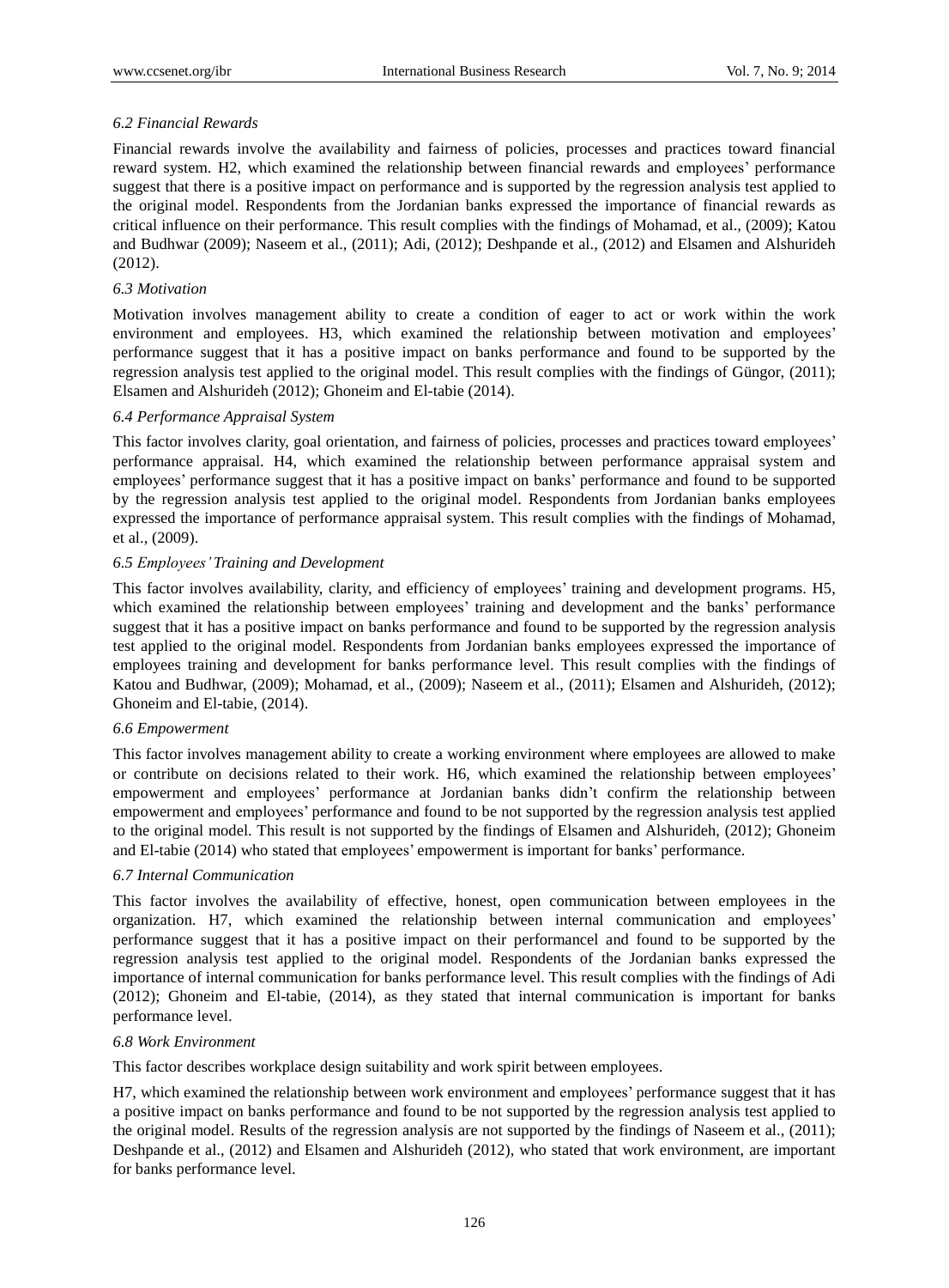### *6.2 Financial Rewards*

Financial rewards involve the availability and fairness of policies, processes and practices toward financial reward system. H2, which examined the relationship between financial rewards and employees' performance suggest that there is a positive impact on performance and is supported by the regression analysis test applied to the original model. Respondents from the Jordanian banks expressed the importance of financial rewards as critical influence on their performance. This result complies with the findings of Mohamad, et al., (2009); Katou and Budhwar (2009); Naseem et al., (2011); Adi, (2012); Deshpande et al., (2012) and Elsamen and Alshurideh (2012).

### *6.3 Motivation*

Motivation involves management ability to create a condition of eager to act or work within the work environment and employees. H3, which examined the relationship between motivation and employees' performance suggest that it has a positive impact on banks performance and found to be supported by the regression analysis test applied to the original model. This result complies with the findings of Güngor, (2011); Elsamen and Alshurideh (2012); Ghoneim and El-tabie (2014).

### *6.4 Performance Appraisal System*

This factor involves clarity, goal orientation, and fairness of policies, processes and practices toward employees' performance appraisal. H4, which examined the relationship between performance appraisal system and employees' performance suggest that it has a positive impact on banks' performance and found to be supported by the regression analysis test applied to the original model. Respondents from Jordanian banks employees expressed the importance of performance appraisal system. This result complies with the findings of Mohamad, et al., (2009).

### *6.5 Employees' Training and Development*

This factor involves availability, clarity, and efficiency of employees' training and development programs. H5, which examined the relationship between employees' training and development and the banks' performance suggest that it has a positive impact on banks performance and found to be supported by the regression analysis test applied to the original model. Respondents from Jordanian banks employees expressed the importance of employees training and development for banks performance level. This result complies with the findings of Katou and Budhwar, (2009); Mohamad, et al., (2009); Naseem et al., (2011); Elsamen and Alshurideh, (2012); Ghoneim and El-tabie, (2014).

### *6.6 Empowerment*

This factor involves management ability to create a working environment where employees are allowed to make or contribute on decisions related to their work. H6, which examined the relationship between employees' empowerment and employees' performance at Jordanian banks didn't confirm the relationship between empowerment and employees' performance and found to be not supported by the regression analysis test applied to the original model. This result is not supported by the findings of Elsamen and Alshurideh, (2012); Ghoneim and El-tabie (2014) who stated that employees' empowerment is important for banks' performance.

### *6.7 Internal Communication*

This factor involves the availability of effective, honest, open communication between employees in the organization. H7, which examined the relationship between internal communication and employees' performance suggest that it has a positive impact on their performancel and found to be supported by the regression analysis test applied to the original model. Respondents of the Jordanian banks expressed the importance of internal communication for banks performance level. This result complies with the findings of Adi (2012); Ghoneim and El-tabie, (2014), as they stated that internal communication is important for banks performance level.

### *6.8 Work Environment*

This factor describes workplace design suitability and work spirit between employees.

H7, which examined the relationship between work environment and employees' performance suggest that it has a positive impact on banks performance and found to be not supported by the regression analysis test applied to the original model. Results of the regression analysis are not supported by the findings of Naseem et al., (2011); Deshpande et al., (2012) and Elsamen and Alshurideh (2012), who stated that work environment, are important for banks performance level.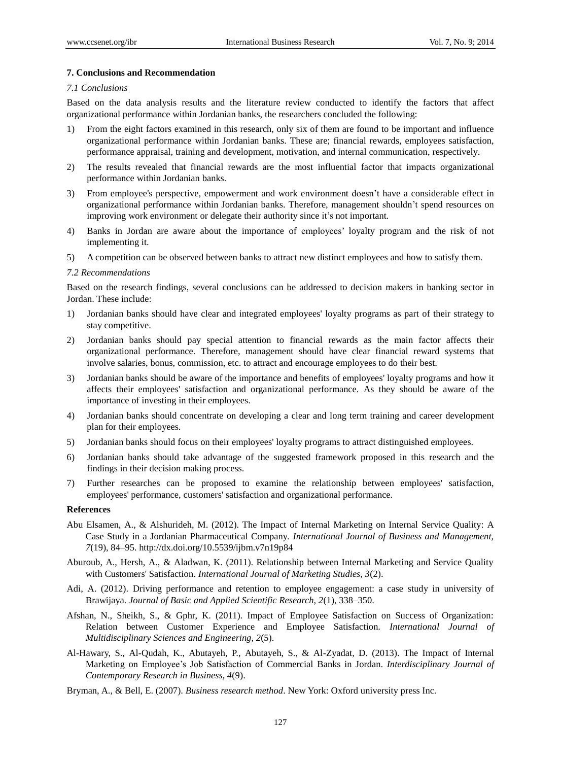## 7. Conclusions and Recommendation

### *7.1 Conclusions*

Based on the data analysis results and the literature review conducted to identify the factors that affect organizational performance within Jordanian banks, the researchers concluded the following:

1) From the eight factors examined in this research, only six of them are found to be important and influence organizational performance within Jordanian banks. These are; financial rewards, employees satisfaction, performance appraisal, training and development, motivation, and internal communication, respectively.
2) The results revealed that financial rewards are the most influential factor that impacts organizational performance within Jordanian banks.
3) From employee's perspective, empowerment and work environment doesn't have a considerable effect in organizational performance within Jordanian banks. Therefore, management shouldn't spend resources on improving work environment or delegate their authority since it's not important.
4) Banks in Jordan are aware about the importance of employees' loyalty program and the risk of not implementing it.
5) A competition can be observed between banks to attract new distinct employees and how to satisfy them.

### *7.2 Recommendations*

Based on the research findings, several conclusions can be addressed to decision makers in banking sector in Jordan. These include:

1) Jordanian banks should have clear and integrated employees' loyalty programs as part of their strategy to stay competitive.
2) Jordanian banks should pay special attention to financial rewards as the main factor affects their organizational performance. Therefore, management should have clear financial reward systems that involve salaries, bonus, commission, etc. to attract and encourage employees to do their best.
3) Jordanian banks should be aware of the importance and benefits of employees' loyalty programs and how it affects their employees' satisfaction and organizational performance. As they should be aware of the importance of investing in their employees.
4) Jordanian banks should concentrate on developing a clear and long term training and career development plan for their employees.
5) Jordanian banks should focus on their employees' loyalty programs to attract distinguished employees.
6) Jordanian banks should take advantage of the suggested framework proposed in this research and the findings in their decision making process.
7) Further researches can be proposed to examine the relationship between employees' satisfaction, employees' performance, customers' satisfaction and organizational performance.

## References

Abu Elsamen, A., & Alshurideh, M. (2012). The Impact of Internal Marketing on Internal Service Quality: A Case Study in a Jordanian Pharmaceutical Company. *International Journal of Business and Management, 7*(19), 84–95. http://dx.doi.org/10.5539/ijbm.v7n19p84

Aburoub, A., Hersh, A., & Aladwan, K. (2011). Relationship between Internal Marketing and Service Quality with Customers' Satisfaction. *International Journal of Marketing Studies, 3*(2).

Adi, A. (2012). Driving performance and retention to employee engagement: a case study in university of Brawijaya. *Journal of Basic and Applied Scientific Research, 2*(1), 338–350.

Afshan, N., Sheikh, S., & Gphr, K. (2011). Impact of Employee Satisfaction on Success of Organization: Relation between Customer Experience and Employee Satisfaction. *International Journal of Multidisciplinary Sciences and Engineering, 2*(5).

Al-Hawary, S., Al-Qudah, K., Abutayeh, P., Abutayeh, S., & Al-Zyadat, D. (2013). The Impact of Internal Marketing on Employee's Job Satisfaction of Commercial Banks in Jordan. *Interdisciplinary Journal of Contemporary Research in Business, 4*(9).

Bryman, A., & Bell, E. (2007). *Business research method*. New York: Oxford university press Inc.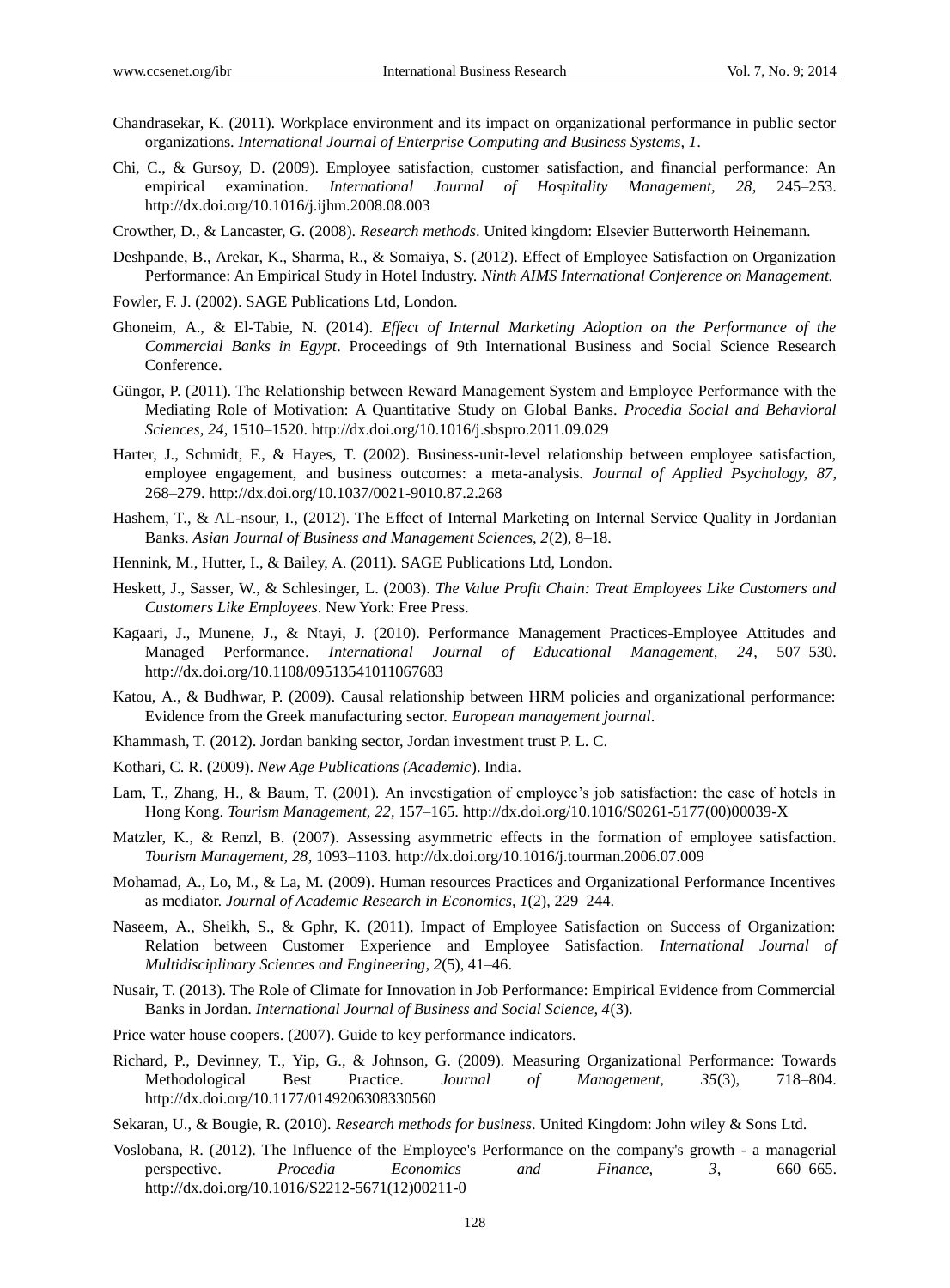Chandrasekar, K. (2011). Workplace environment and its impact on organizational performance in public sector organizations. *International Journal of Enterprise Computing and Business Systems, 1*.

Chi, C., & Gursoy, D. (2009). Employee satisfaction, customer satisfaction, and financial performance: An empirical examination. *International Journal of Hospitality Management, 28*, 245–253. http://dx.doi.org/10.1016/j.ijhm.2008.08.003

Crowther, D., & Lancaster, G. (2008). *Research methods*. United kingdom: Elsevier Butterworth Heinemann.

Deshpande, B., Arekar, K., Sharma, R., & Somaiya, S. (2012). Effect of Employee Satisfaction on Organization Performance: An Empirical Study in Hotel Industry. *Ninth AIMS International Conference on Management.*

Fowler, F. J. (2002). SAGE Publications Ltd, London.

Ghoneim, A., & El-Tabie, N. (2014). *Effect of Internal Marketing Adoption on the Performance of the Commercial Banks in Egypt*. Proceedings of 9th International Business and Social Science Research Conference.

Güngor, P. (2011). The Relationship between Reward Management System and Employee Performance with the Mediating Role of Motivation: A Quantitative Study on Global Banks. *Procedia Social and Behavioral Sciences, 24*, 1510–1520. http://dx.doi.org/10.1016/j.sbspro.2011.09.029

Harter, J., Schmidt, F., & Hayes, T. (2002). Business-unit-level relationship between employee satisfaction, employee engagement, and business outcomes: a meta-analysis. *Journal of Applied Psychology, 87*, 268–279. http://dx.doi.org/10.1037/0021-9010.87.2.268

Hashem, T., & AL-nsour, I., (2012). The Effect of Internal Marketing on Internal Service Quality in Jordanian Banks. *Asian Journal of Business and Management Sciences, 2*(2), 8–18.

Hennink, M., Hutter, I., & Bailey, A. (2011). SAGE Publications Ltd, London.

Heskett, J., Sasser, W., & Schlesinger, L. (2003). *The Value Profit Chain: Treat Employees Like Customers and Customers Like Employees*. New York: Free Press.

Kagaari, J., Munene, J., & Ntayi, J. (2010). Performance Management Practices-Employee Attitudes and Managed Performance. *International Journal of Educational Management, 24*, 507–530. http://dx.doi.org/10.1108/09513541011067683

Katou, A., & Budhwar, P. (2009). Causal relationship between HRM policies and organizational performance: Evidence from the Greek manufacturing sector. *European management journal*.

Khammash, T. (2012). Jordan banking sector, Jordan investment trust P. L. C.

Kothari, C. R. (2009). *New Age Publications (Academic*). India.

Lam, T., Zhang, H., & Baum, T. (2001). An investigation of employee's job satisfaction: the case of hotels in Hong Kong. *Tourism Management, 22*, 157–165. http://dx.doi.org/10.1016/S0261-5177(00)00039-X

Matzler, K., & Renzl, B. (2007). Assessing asymmetric effects in the formation of employee satisfaction. *Tourism Management, 28*, 1093–1103. http://dx.doi.org/10.1016/j.tourman.2006.07.009

Mohamad, A., Lo, M., & La, M. (2009). Human resources Practices and Organizational Performance Incentives as mediator. *Journal of Academic Research in Economics, 1*(2), 229–244.

Naseem, A., Sheikh, S., & Gphr, K. (2011). Impact of Employee Satisfaction on Success of Organization: Relation between Customer Experience and Employee Satisfaction. *International Journal of Multidisciplinary Sciences and Engineering, 2*(5), 41–46.

Nusair, T. (2013). The Role of Climate for Innovation in Job Performance: Empirical Evidence from Commercial Banks in Jordan. *International Journal of Business and Social Science, 4*(3).

Price water house coopers. (2007). Guide to key performance indicators.

Richard, P., Devinney, T., Yip, G., & Johnson, G. (2009). Measuring Organizational Performance: Towards Methodological Best Practice. *Journal of Management, 35*(3), 718–804. http://dx.doi.org/10.1177/0149206308330560

Sekaran, U., & Bougie, R. (2010). *Research methods for business*. United Kingdom: John wiley & Sons Ltd.

Voslobana, R. (2012). The Influence of the Employee's Performance on the company's growth - a managerial perspective. *Procedia Economics and Finance, 3*, 660–665. http://dx.doi.org/10.1016/S2212-5671(12)00211-0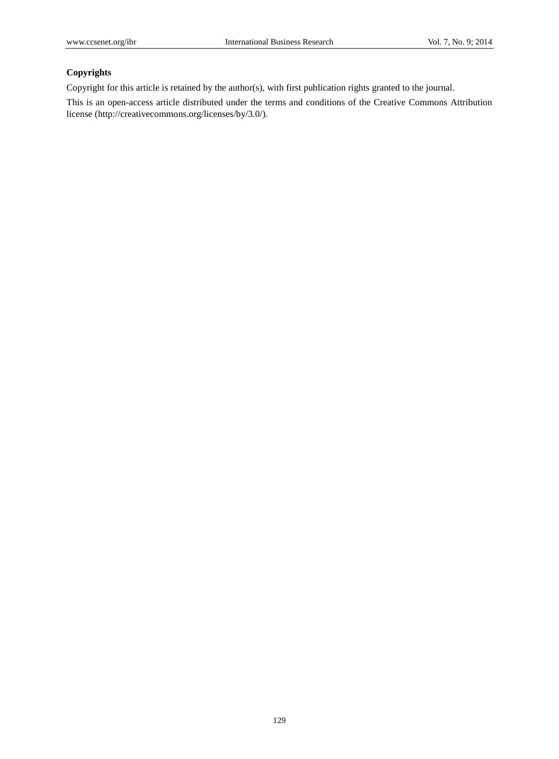**Copyrights**

Copyright for this article is retained by the author(s), with first publication rights granted to the journal.

This is an open-access article distributed under the terms and conditions of the Creative Commons Attribution license (http://creativecommons.org/licenses/by/3.0/).